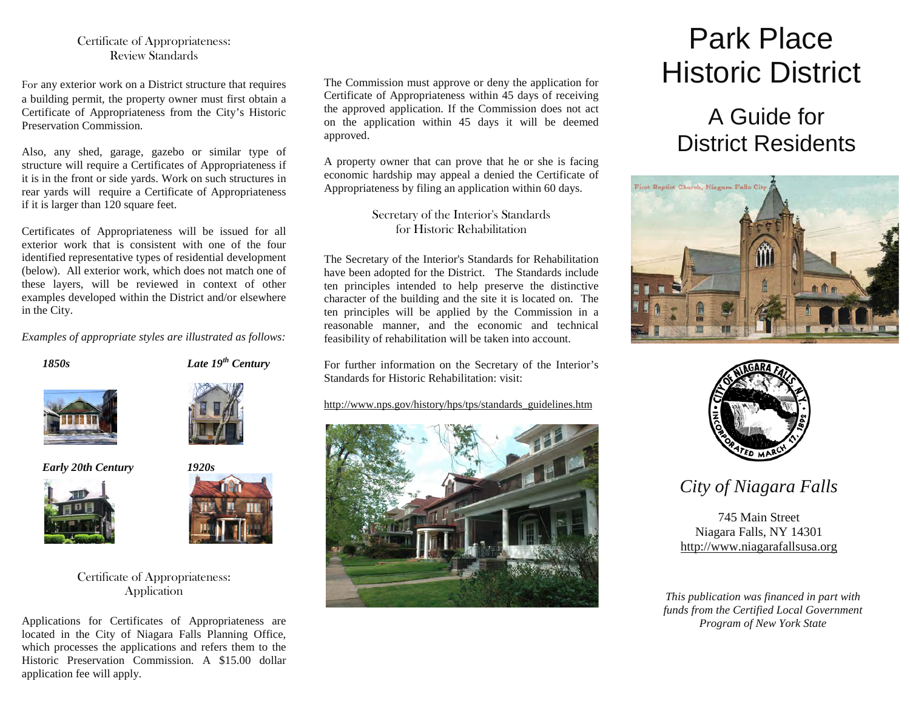## Certificate of Appropriateness: Review Standards

For any exterior work on a District structure that requires a building permit, the property owner must first obtain a Certificate of Appropriateness from the City's Historic Preservation Commission.

Also, any shed, garage, gazebo or similar type of structure will require a Certificates of Appropriateness if it is in the front or side yards. Work on such structures in rear yards will require a Certificate of Appropriateness if it is larger than 120 square feet.

Certificates of Appropriateness will be issued for all exterior work that is consistent with one of the four identified representative types of residential development (below). All exterior work, which does not match one of these layers, will be reviewed in context of other examples developed within the District and/or elsewhere in the City.

*Examples of appropriate styles are illustrated as follows:*

***1850s***

***Late 19th Century***

***Early 20th Century***

***1920s***

## Certificate of Appropriateness: Application

Applications for Certificates of Appropriateness are located in the City of Niagara Falls Planning Office, which processes the applications and refers them to the Historic Preservation Commission. A $15.00 dollar application fee will apply.

The Commission must approve or deny the application for Certificate of Appropriateness within 45 days of receiving the approved application. If the Commission does not act on the application within 45 days it will be deemed approved.

A property owner that can prove that he or she is facing economic hardship may appeal a denied the Certificate of Appropriateness by filing an application within 60 days.

## Secretary of the Interior's Standards for Historic Rehabilitation

The Secretary of the Interior's Standards for Rehabilitation have been adopted for the District. The Standards include ten principles intended to help preserve the distinctive character of the building and the site it is located on. The ten principles will be applied by the Commission in a reasonable manner, and the economic and technical feasibility of rehabilitation will be taken into account.

For further information on the Secretary of the Interior's Standards for Historic Rehabilitation: visit:

http://www.nps.gov/history/hps/tps/standards_guidelines.htm

# Park Place Historic District

## A Guide for District Residents

First Baptist Church, Niagara Falls City

*City of Niagara Falls*

745 Main Street
Niagara Falls, NY 14301
http://www.niagarafallsusa.org

*This publication was financed in part with funds from the Certified Local Government Program of New York State*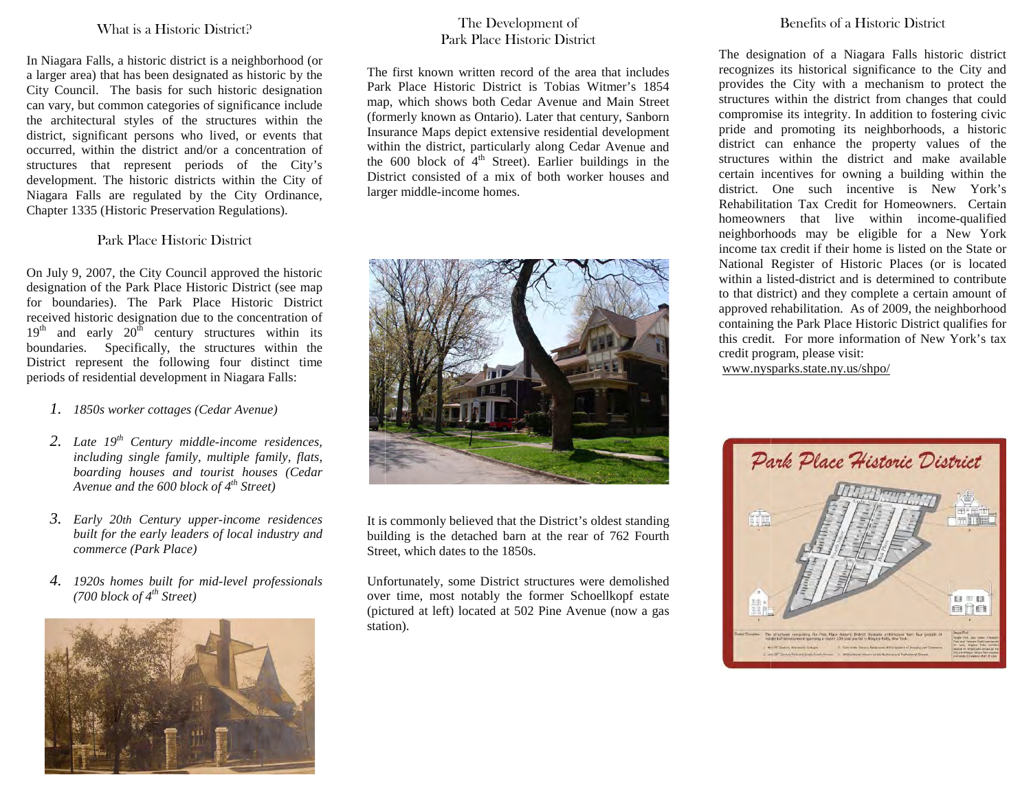## What is a Historic District?

In Niagara Falls, a historic district is a neighborhood (or a larger area) that has been designated as historic by the City Council. The basis for such historic designation can vary, but common categories of significance include the architectural styles of the structures within the district, significant persons who lived, or events that occurred, within the district and/or a concentration of structures that represent periods of the City's development. The historic districts within the City of Niagara Falls are regulated by the City Ordinance, Chapter 1335 (Historic Preservation Regulations).

## Park Place Historic District

On July 9, 2007, the City Council approved the historic designation of the Park Place Historic District (see map for boundaries). The Park Place Historic District received historic designation due to the concentration of 19th and early 20th century structures within its boundaries. Specifically, the structures within the District represent the following four distinct time periods of residential development in Niagara Falls:

1. *1850s worker cottages (Cedar Avenue)*
2. *Late 19th Century middle-income residences, including single family, multiple family, flats, boarding houses and tourist houses (Cedar Avenue and the 600 block of 4th Street)*
3. *Early 20th Century upper-income residences built for the early leaders of local industry and commerce (Park Place)*
4. *1920s homes built for mid-level professionals (700 block of 4th Street)*

## The Development of Park Place Historic District

The first known written record of the area that includes Park Place Historic District is Tobias Witmer's 1854 map, which shows both Cedar Avenue and Main Street (formerly known as Ontario). Later that century, Sanborn Insurance Maps depict extensive residential development within the district, particularly along Cedar Avenue and the 600 block of 4th Street). Earlier buildings in the District consisted of a mix of both worker houses and larger middle-income homes.

It is commonly believed that the District's oldest standing building is the detached barn at the rear of 762 Fourth Street, which dates to the 1850s.

Unfortunately, some District structures were demolished over time, most notably the former Schoellkopf estate (pictured at left) located at 502 Pine Avenue (now a gas station).

## Benefits of a Historic District

The designation of a Niagara Falls historic district recognizes its historical significance to the City and provides the City with a mechanism to protect the structures within the district from changes that could compromise its integrity. In addition to fostering civic pride and promoting its neighborhoods, a historic district can enhance the property values of the structures within the district and make available certain incentives for owning a building within the district. One such incentive is New York's Rehabilitation Tax Credit for Homeowners. Certain homeowners that live within income-qualified neighborhoods may be eligible for a New York income tax credit if their home is listed on the State or National Register of Historic Places (or is located within a listed-district and is determined to contribute to that district) and they complete a certain amount of approved rehabilitation. As of 2009, the neighborhood containing the Park Place Historic District qualifies for this credit. For more information of New York's tax credit program, please visit:

www.nysparks.state.ny.us/shpo/

Park Place Historic District